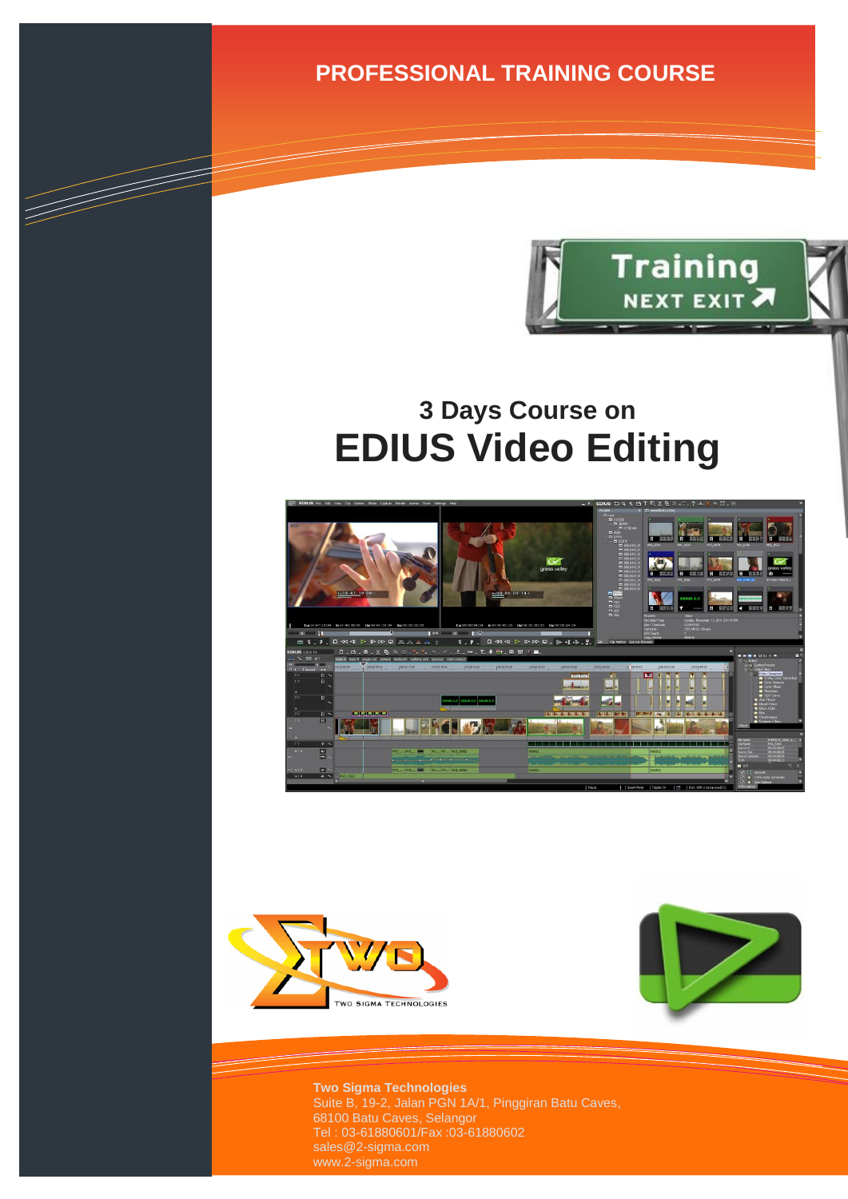PROFESSIONAL TRAINING COURSE

## 3 Days Course on

# EDIUS Video Editing

**Two Sigma Technologies**
Suite B, 19-2, Jalan PGN 1A/1, Pinggiran Batu Caves,
68100 Batu Caves, Selangor
Tel : 03-61880601/Fax :03-61880602
sales@2-sigma.com
www.2-sigma.com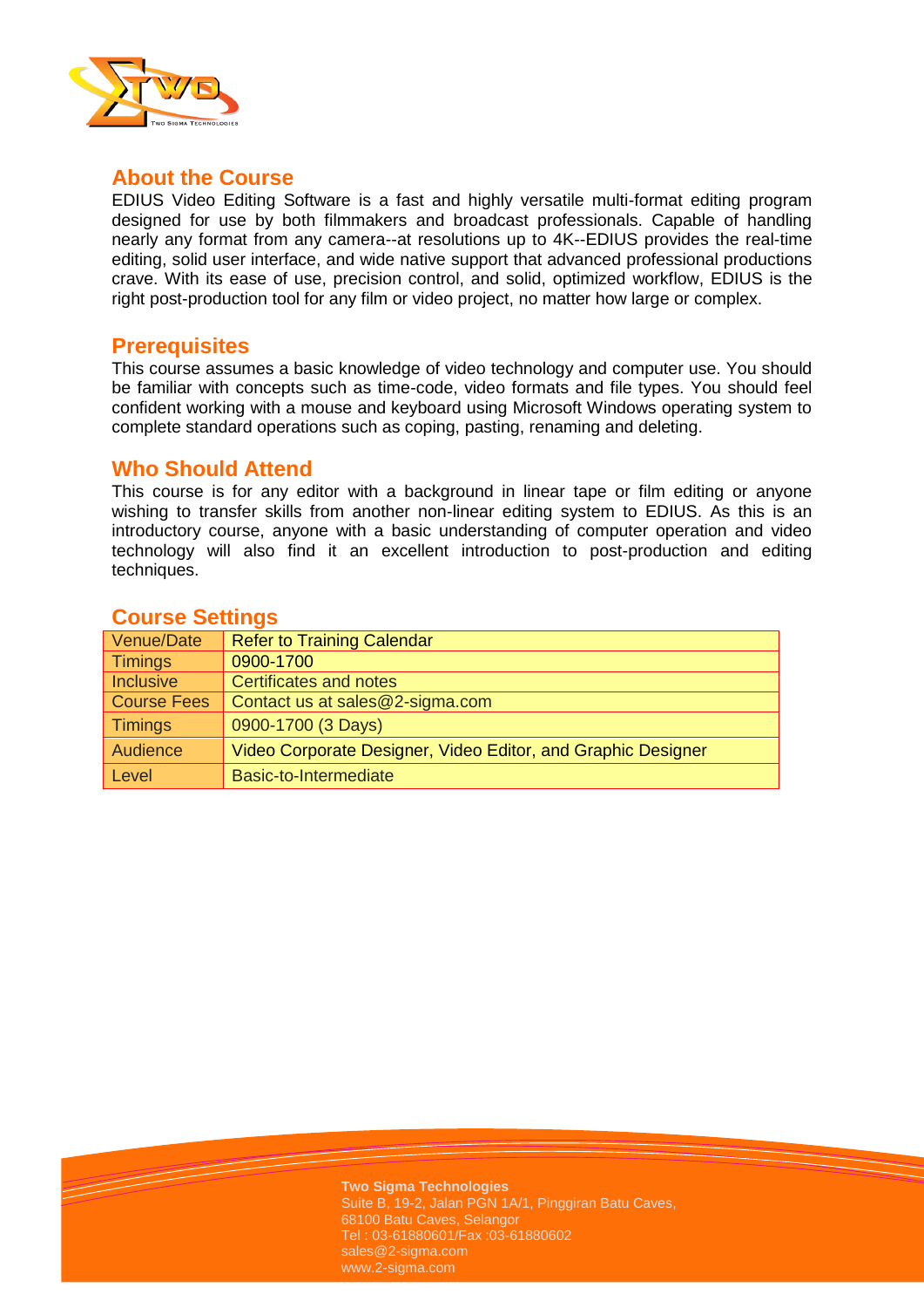## About the Course

EDIUS Video Editing Software is a fast and highly versatile multi-format editing program designed for use by both filmmakers and broadcast professionals. Capable of handling nearly any format from any camera--at resolutions up to 4K--EDIUS provides the real-time editing, solid user interface, and wide native support that advanced professional productions crave. With its ease of use, precision control, and solid, optimized workflow, EDIUS is the right post-production tool for any film or video project, no matter how large or complex.

## Prerequisites

This course assumes a basic knowledge of video technology and computer use. You should be familiar with concepts such as time-code, video formats and file types. You should feel confident working with a mouse and keyboard using Microsoft Windows operating system to complete standard operations such as coping, pasting, renaming and deleting.

## Who Should Attend

This course is for any editor with a background in linear tape or film editing or anyone wishing to transfer skills from another non-linear editing system to EDIUS. As this is an introductory course, anyone with a basic understanding of computer operation and video technology will also find it an excellent introduction to post-production and editing techniques.

## Course Settings

| Venue/Date | Refer to Training Calendar |
|---|---|
| Timings | 0900-1700 |
| Inclusive | Certificates and notes |
| Course Fees | Contact us at sales@2-sigma.com |
| Timings | 0900-1700 (3 Days) |
| Audience | Video Corporate Designer, Video Editor, and Graphic Designer |
| Level | Basic-to-Intermediate |

**Two Sigma Technologies**
Suite B, 19-2, Jalan PGN 1A/1, Pinggiran Batu Caves,
68100 Batu Caves, Selangor
Tel : 03-61880601/Fax :03-61880602
sales@2-sigma.com
www.2-sigma.com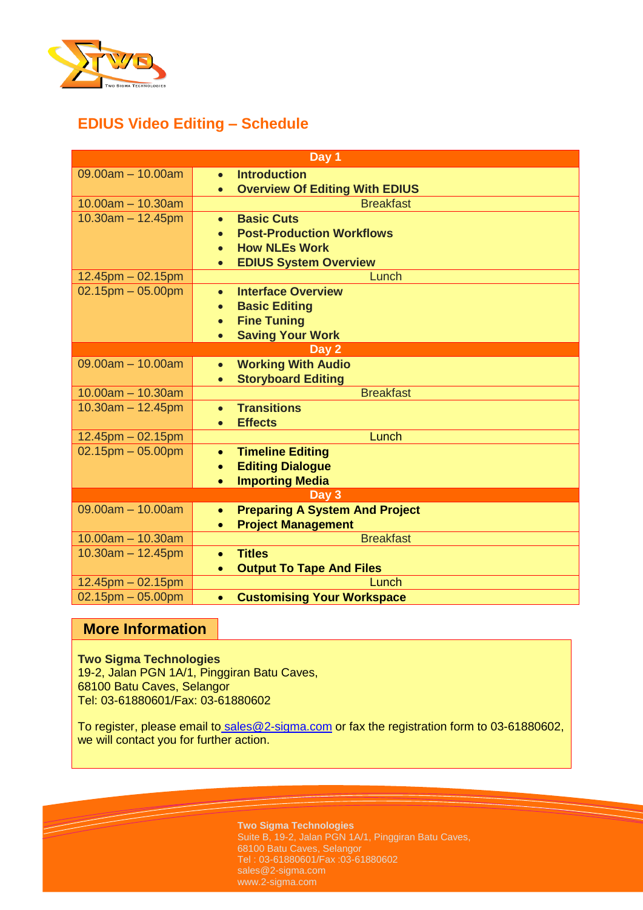## EDIUS Video Editing – Schedule

| | |
|---|---|
| **Day 1** | |
| 09.00am – 10.00am | • **Introduction**<br>• **Overview Of Editing With EDIUS** |
| 10.00am – 10.30am | Breakfast |
| 10.30am – 12.45pm | • **Basic Cuts**<br>• **Post-Production Workflows**<br>• **How NLEs Work**<br>• **EDIUS System Overview** |
| 12.45pm – 02.15pm | Lunch |
| 02.15pm – 05.00pm | • **Interface Overview**<br>• **Basic Editing**<br>• **Fine Tuning**<br>• **Saving Your Work** |
| **Day 2** | |
| 09.00am – 10.00am | • **Working With Audio**<br>• **Storyboard Editing** |
| 10.00am – 10.30am | Breakfast |
| 10.30am – 12.45pm | • **Transitions**<br>• **Effects** |
| 12.45pm – 02.15pm | Lunch |
| 02.15pm – 05.00pm | • **Timeline Editing**<br>• **Editing Dialogue**<br>• **Importing Media** |
| **Day 3** | |
| 09.00am – 10.00am | • **Preparing A System And Project**<br>• **Project Management** |
| 10.00am – 10.30am | Breakfast |
| 10.30am – 12.45pm | • **Titles**<br>• **Output To Tape And Files** |
| 12.45pm – 02.15pm | Lunch |
| 02.15pm – 05.00pm | • **Customising Your Workspace** |

### More Information

**Two Sigma Technologies**
19-2, Jalan PGN 1A/1, Pinggiran Batu Caves,
68100 Batu Caves, Selangor
Tel: 03-61880601/Fax: 03-61880602

To register, please email to sales@2-sigma.com or fax the registration form to 03-61880602, we will contact you for further action.

**Two Sigma Technologies**
Suite B, 19-2, Jalan PGN 1A/1, Pinggiran Batu Caves,
68100 Batu Caves, Selangor
Tel : 03-61880601/Fax :03-61880602
sales@2-sigma.com
www.2-sigma.com